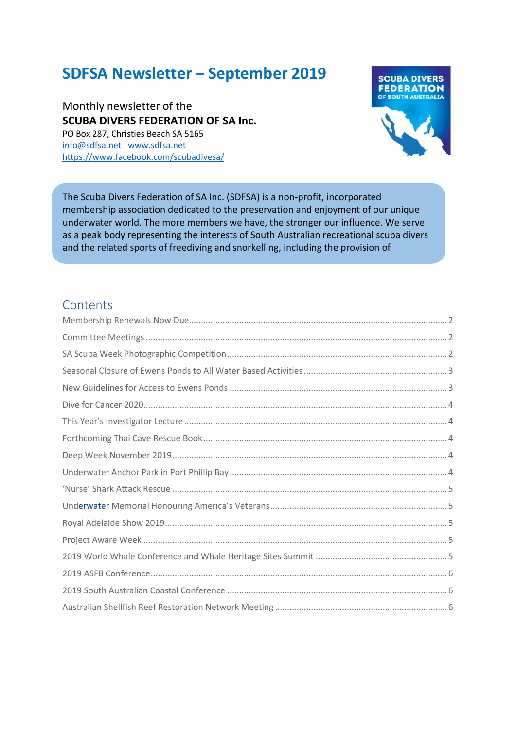# SDFSA Newsletter – September 2019

Monthly newsletter of the
**SCUBA DIVERS FEDERATION OF SA Inc.**
PO Box 287, Christies Beach SA 5165
info@sdfsa.net www.sdfsa.net
https://www.facebook.com/scubadivesa/

The Scuba Divers Federation of SA Inc. (SDFSA) is a non-profit, incorporated membership association dedicated to the preservation and enjoyment of our unique underwater world. The more members we have, the stronger our influence. We serve as a peak body representing the interests of South Australian recreational scuba divers and the related sports of freediving and snorkelling, including the provision of

## Contents

Membership Renewals Now Due ..... 2
Committee Meetings ..... 2
SA Scuba Week Photographic Competition ..... 2
Seasonal Closure of Ewens Ponds to All Water Based Activities ..... 3
New Guidelines for Access to Ewens Ponds ..... 3
Dive for Cancer 2020 ..... 4
This Year's Investigator Lecture ..... 4
Forthcoming Thai Cave Rescue Book ..... 4
Deep Week November 2019 ..... 4
Underwater Anchor Park in Port Phillip Bay ..... 4
'Nurse' Shark Attack Rescue ..... 5
Underwater Memorial Honouring America's Veterans ..... 5
Royal Adelaide Show 2019 ..... 5
Project Aware Week ..... 5
2019 World Whale Conference and Whale Heritage Sites Summit ..... 5
2019 ASFB Conference ..... 6
2019 South Australian Coastal Conference ..... 6
Australian Shellfish Reef Restoration Network Meeting ..... 6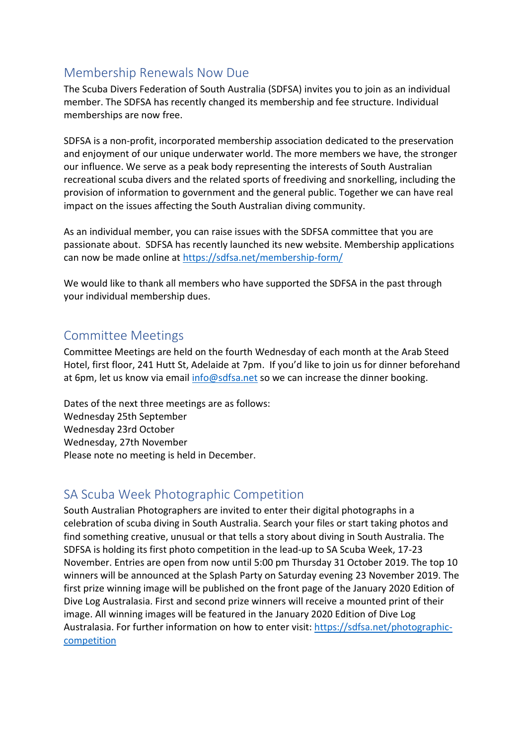## Membership Renewals Now Due

The Scuba Divers Federation of South Australia (SDFSA) invites you to join as an individual member. The SDFSA has recently changed its membership and fee structure. Individual memberships are now free.

SDFSA is a non-profit, incorporated membership association dedicated to the preservation and enjoyment of our unique underwater world. The more members we have, the stronger our influence. We serve as a peak body representing the interests of South Australian recreational scuba divers and the related sports of freediving and snorkelling, including the provision of information to government and the general public. Together we can have real impact on the issues affecting the South Australian diving community.

As an individual member, you can raise issues with the SDFSA committee that you are passionate about. SDFSA has recently launched its new website. Membership applications can now be made online at [https://sdfsa.net/membership-form/](https://sdfsa.net/membership-form/)

We would like to thank all members who have supported the SDFSA in the past through your individual membership dues.

## Committee Meetings

Committee Meetings are held on the fourth Wednesday of each month at the Arab Steed Hotel, first floor, 241 Hutt St, Adelaide at 7pm. If you'd like to join us for dinner beforehand at 6pm, let us know via email [info@sdfsa.net](mailto:info@sdfsa.net) so we can increase the dinner booking.

Dates of the next three meetings are as follows:
Wednesday 25th September
Wednesday 23rd October
Wednesday, 27th November
Please note no meeting is held in December.

## SA Scuba Week Photographic Competition

South Australian Photographers are invited to enter their digital photographs in a celebration of scuba diving in South Australia. Search your files or start taking photos and find something creative, unusual or that tells a story about diving in South Australia. The SDFSA is holding its first photo competition in the lead-up to SA Scuba Week, 17-23 November. Entries are open from now until 5:00 pm Thursday 31 October 2019. The top 10 winners will be announced at the Splash Party on Saturday evening 23 November 2019. The first prize winning image will be published on the front page of the January 2020 Edition of Dive Log Australasia. First and second prize winners will receive a mounted print of their image. All winning images will be featured in the January 2020 Edition of Dive Log Australasia. For further information on how to enter visit: [https://sdfsa.net/photographic-competition](https://sdfsa.net/photographic-competition)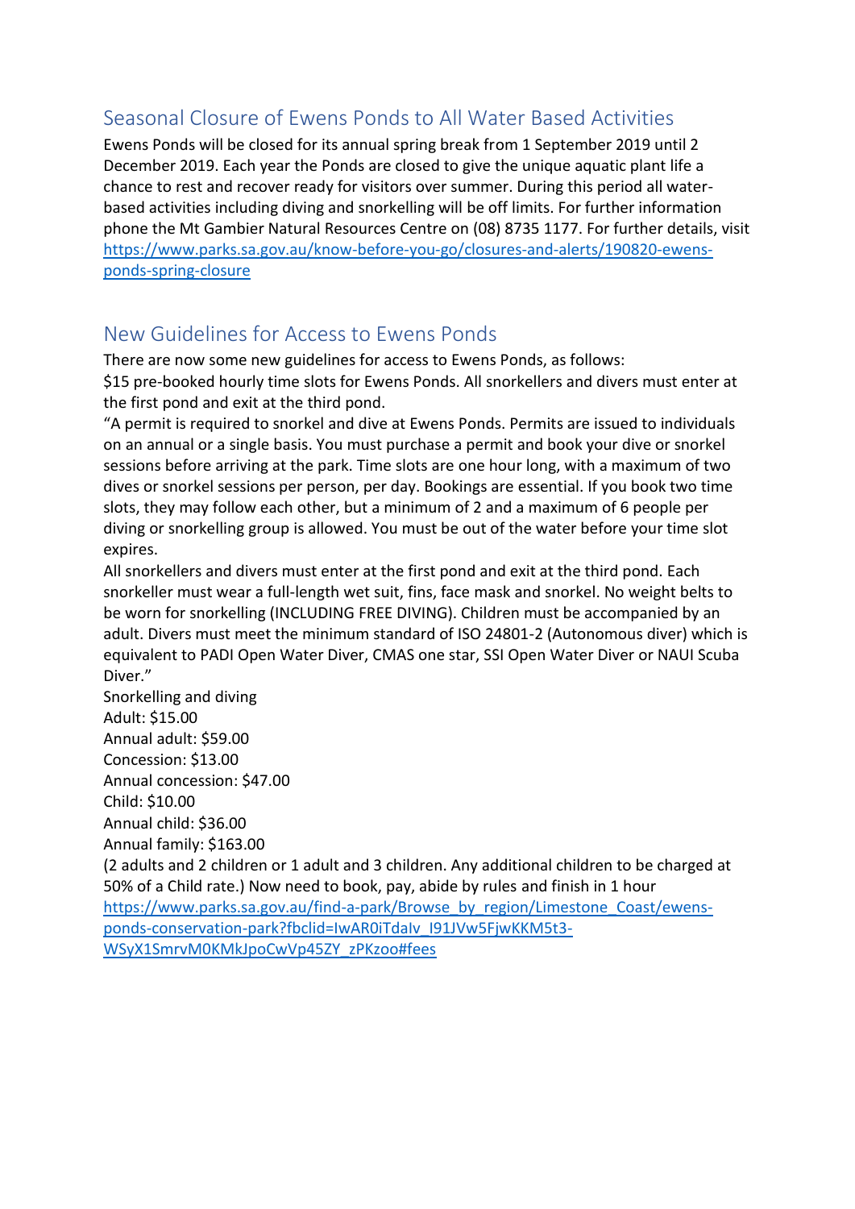## Seasonal Closure of Ewens Ponds to All Water Based Activities

Ewens Ponds will be closed for its annual spring break from 1 September 2019 until 2 December 2019. Each year the Ponds are closed to give the unique aquatic plant life a chance to rest and recover ready for visitors over summer. During this period all water-based activities including diving and snorkelling will be off limits. For further information phone the Mt Gambier Natural Resources Centre on (08) 8735 1177. For further details, visit [https://www.parks.sa.gov.au/know-before-you-go/closures-and-alerts/190820-ewens-ponds-spring-closure](https://www.parks.sa.gov.au/know-before-you-go/closures-and-alerts/190820-ewens-ponds-spring-closure)

## New Guidelines for Access to Ewens Ponds

There are now some new guidelines for access to Ewens Ponds, as follows:
$15 pre-booked hourly time slots for Ewens Ponds. All snorkellers and divers must enter at the first pond and exit at the third pond.
"A permit is required to snorkel and dive at Ewens Ponds. Permits are issued to individuals on an annual or a single basis. You must purchase a permit and book your dive or snorkel sessions before arriving at the park. Time slots are one hour long, with a maximum of two dives or snorkel sessions per person, per day. Bookings are essential. If you book two time slots, they may follow each other, but a minimum of 2 and a maximum of 6 people per diving or snorkelling group is allowed. You must be out of the water before your time slot expires.
All snorkellers and divers must enter at the first pond and exit at the third pond. Each snorkeller must wear a full-length wet suit, fins, face mask and snorkel. No weight belts to be worn for snorkelling (INCLUDING FREE DIVING). Children must be accompanied by an adult. Divers must meet the minimum standard of ISO 24801-2 (Autonomous diver) which is equivalent to PADI Open Water Diver, CMAS one star, SSI Open Water Diver or NAUI Scuba Diver."
Snorkelling and diving
Adult: $15.00
Annual adult: $59.00
Concession: $13.00
Annual concession: $47.00
Child: $10.00
Annual child: $36.00
Annual family: $163.00
(2 adults and 2 children or 1 adult and 3 children. Any additional children to be charged at 50% of a Child rate.) Now need to book, pay, abide by rules and finish in 1 hour
[https://www.parks.sa.gov.au/find-a-park/Browse_by_region/Limestone_Coast/ewens-ponds-conservation-park?fbclid=IwAR0iTdaIv_I91JVw5FjwKKM5t3-WSyX1SmrvM0KMkJpoCwVp45ZY_zPKzoo#fees](https://www.parks.sa.gov.au/find-a-park/Browse_by_region/Limestone_Coast/ewens-ponds-conservation-park?fbclid=IwAR0iTdaIv_I91JVw5FjwKKM5t3-WSyX1SmrvM0KMkJpoCwVp45ZY_zPKzoo#fees)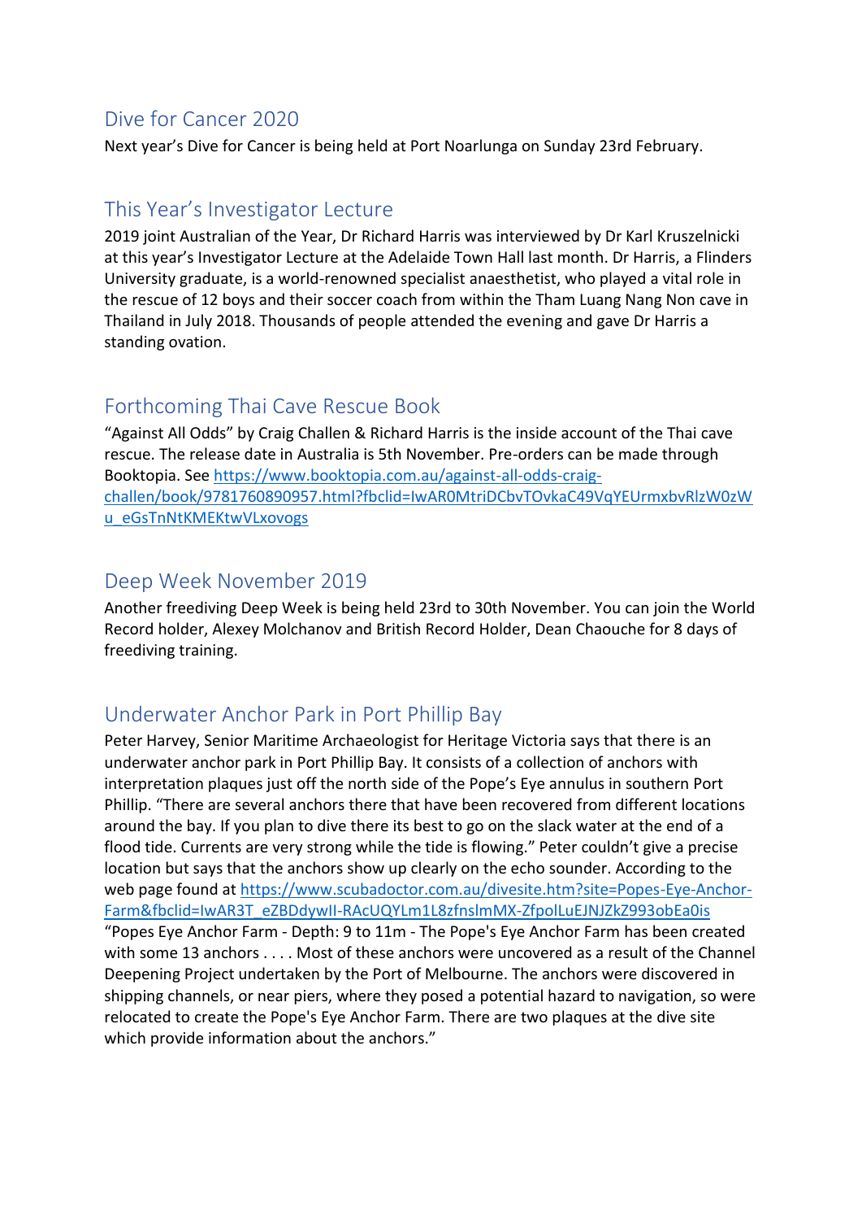## Dive for Cancer 2020

Next year's Dive for Cancer is being held at Port Noarlunga on Sunday 23rd February.

## This Year's Investigator Lecture

2019 joint Australian of the Year, Dr Richard Harris was interviewed by Dr Karl Kruszelnicki at this year's Investigator Lecture at the Adelaide Town Hall last month. Dr Harris, a Flinders University graduate, is a world-renowned specialist anaesthetist, who played a vital role in the rescue of 12 boys and their soccer coach from within the Tham Luang Nang Non cave in Thailand in July 2018. Thousands of people attended the evening and gave Dr Harris a standing ovation.

## Forthcoming Thai Cave Rescue Book

"Against All Odds" by Craig Challen & Richard Harris is the inside account of the Thai cave rescue. The release date in Australia is 5th November. Pre-orders can be made through Booktopia. See https://www.booktopia.com.au/against-all-odds-craig-challen/book/9781760890957.html?fbclid=IwAR0MtriDCbvTOvkaC49VqYEUrmxbvRlzW0zWu_eGsTnNtKMEKtwVLxovogs

## Deep Week November 2019

Another freediving Deep Week is being held 23rd to 30th November. You can join the World Record holder, Alexey Molchanov and British Record Holder, Dean Chaouche for 8 days of freediving training.

## Underwater Anchor Park in Port Phillip Bay

Peter Harvey, Senior Maritime Archaeologist for Heritage Victoria says that there is an underwater anchor park in Port Phillip Bay. It consists of a collection of anchors with interpretation plaques just off the north side of the Pope's Eye annulus in southern Port Phillip. "There are several anchors there that have been recovered from different locations around the bay. If you plan to dive there its best to go on the slack water at the end of a flood tide. Currents are very strong while the tide is flowing." Peter couldn't give a precise location but says that the anchors show up clearly on the echo sounder. According to the web page found at https://www.scubadoctor.com.au/divesite.htm?site=Popes-Eye-Anchor-Farm&fbclid=IwAR3T_eZBDdywlI-RAcUQYLm1L8zfnslmMX-ZfpolLuEJNJZkZ993obEa0is "Popes Eye Anchor Farm - Depth: 9 to 11m - The Pope's Eye Anchor Farm has been created with some 13 anchors . . . . Most of these anchors were uncovered as a result of the Channel Deepening Project undertaken by the Port of Melbourne. The anchors were discovered in shipping channels, or near piers, where they posed a potential hazard to navigation, so were relocated to create the Pope's Eye Anchor Farm. There are two plaques at the dive site which provide information about the anchors."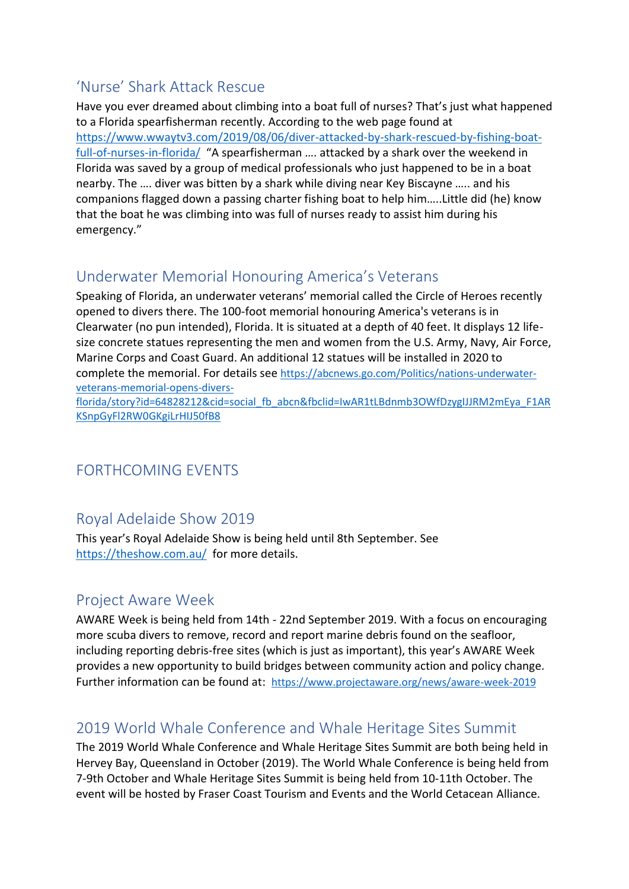## 'Nurse' Shark Attack Rescue

Have you ever dreamed about climbing into a boat full of nurses? That's just what happened to a Florida spearfisherman recently. According to the web page found at https://www.wwaytv3.com/2019/08/06/diver-attacked-by-shark-rescued-by-fishing-boat-full-of-nurses-in-florida/ "A spearfisherman …. attacked by a shark over the weekend in Florida was saved by a group of medical professionals who just happened to be in a boat nearby. The …. diver was bitten by a shark while diving near Key Biscayne ….. and his companions flagged down a passing charter fishing boat to help him…..Little did (he) know that the boat he was climbing into was full of nurses ready to assist him during his emergency."

## Underwater Memorial Honouring America's Veterans

Speaking of Florida, an underwater veterans' memorial called the Circle of Heroes recently opened to divers there. The 100-foot memorial honouring America's veterans is in Clearwater (no pun intended), Florida. It is situated at a depth of 40 feet. It displays 12 life-size concrete statues representing the men and women from the U.S. Army, Navy, Air Force, Marine Corps and Coast Guard. An additional 12 statues will be installed in 2020 to complete the memorial. For details see https://abcnews.go.com/Politics/nations-underwater-veterans-memorial-opens-divers-florida/story?id=64828212&cid=social_fb_abcn&fbclid=IwAR1tLBdnmb3OWfDzygIJJRM2mEya_F1ARKSnpGyFl2RW0GKgiLrHIJ50fB8

# FORTHCOMING EVENTS

## Royal Adelaide Show 2019

This year's Royal Adelaide Show is being held until 8th September. See https://theshow.com.au/ for more details.

## Project Aware Week

AWARE Week is being held from 14th - 22nd September 2019. With a focus on encouraging more scuba divers to remove, record and report marine debris found on the seafloor, including reporting debris-free sites (which is just as important), this year's AWARE Week provides a new opportunity to build bridges between community action and policy change. Further information can be found at: https://www.projectaware.org/news/aware-week-2019

## 2019 World Whale Conference and Whale Heritage Sites Summit

The 2019 World Whale Conference and Whale Heritage Sites Summit are both being held in Hervey Bay, Queensland in October (2019). The World Whale Conference is being held from 7-9th October and Whale Heritage Sites Summit is being held from 10-11th October. The event will be hosted by Fraser Coast Tourism and Events and the World Cetacean Alliance.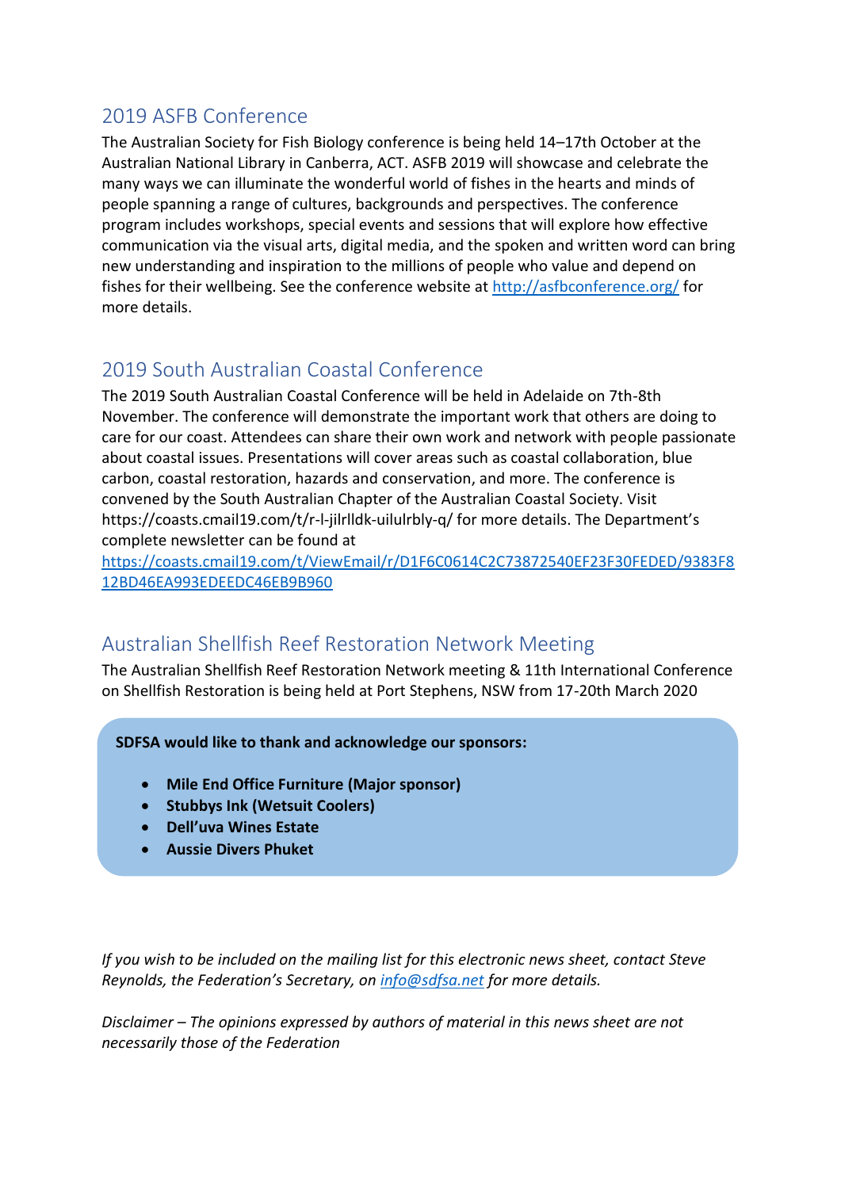## 2019 ASFB Conference

The Australian Society for Fish Biology conference is being held 14–17th October at the Australian National Library in Canberra, ACT. ASFB 2019 will showcase and celebrate the many ways we can illuminate the wonderful world of fishes in the hearts and minds of people spanning a range of cultures, backgrounds and perspectives. The conference program includes workshops, special events and sessions that will explore how effective communication via the visual arts, digital media, and the spoken and written word can bring new understanding and inspiration to the millions of people who value and depend on fishes for their wellbeing. See the conference website at [http://asfbconference.org/](http://asfbconference.org/) for more details.

## 2019 South Australian Coastal Conference

The 2019 South Australian Coastal Conference will be held in Adelaide on 7th-8th November. The conference will demonstrate the important work that others are doing to care for our coast. Attendees can share their own work and network with people passionate about coastal issues. Presentations will cover areas such as coastal collaboration, blue carbon, coastal restoration, hazards and conservation, and more. The conference is convened by the South Australian Chapter of the Australian Coastal Society. Visit https://coasts.cmail19.com/t/r-l-jilrlldk-uilulrbly-q/ for more details. The Department's complete newsletter can be found at [https://coasts.cmail19.com/t/ViewEmail/r/D1F6C0614C2C73872540EF23F30FEDED/9383F812BD46EA993EDEEDC46EB9B960](https://coasts.cmail19.com/t/ViewEmail/r/D1F6C0614C2C73872540EF23F30FEDED/9383F812BD46EA993EDEEDC46EB9B960)

## Australian Shellfish Reef Restoration Network Meeting

The Australian Shellfish Reef Restoration Network meeting & 11th International Conference on Shellfish Restoration is being held at Port Stephens, NSW from 17-20th March 2020

**SDFSA would like to thank and acknowledge our sponsors:**

- **Mile End Office Furniture (Major sponsor)**
- **Stubbys Ink (Wetsuit Coolers)**
- **Dell'uva Wines Estate**
- **Aussie Divers Phuket**

*If you wish to be included on the mailing list for this electronic news sheet, contact Steve Reynolds, the Federation's Secretary, on [info@sdfsa.net](mailto:info@sdfsa.net) for more details.*

*Disclaimer – The opinions expressed by authors of material in this news sheet are not necessarily those of the Federation*